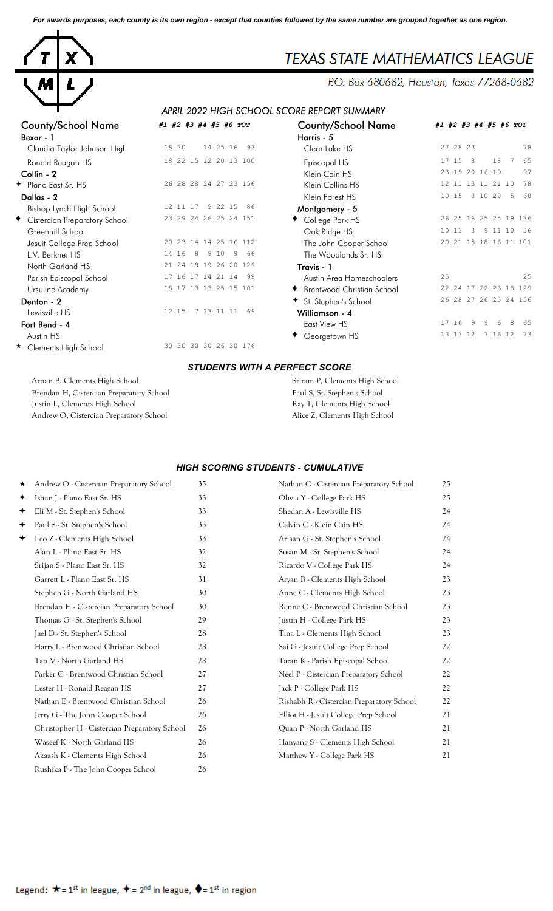*For awards purposes, each county is its own region - except that counties followed by the same number are grouped together as one region.*

# TEXAS STATE MATHEMATICS LEAGUE

P.O. Box 680682, Houston, Texas 77268-0682

## *APRIL 2022 HIGH SCHOOL SCORE REPORT SUMMARY*

| County/School Name | #1 | #2 | #3 | #4 | #5 | #6 | TOT |
|---|---|---|---|---|---|---|---|
| **Bexar - 1** | | | | | | | |
| Claudia Taylor Johnson High | 18 | 20 | | 14 | 25 | 16 | 93 |
| Ronald Reagan HS | 18 | 22 | 15 | 12 | 20 | 13 | 100 |
| **Collin - 2** | | | | | | | |
| ✦ Plano East Sr. HS | 26 | 28 | 28 | 24 | 27 | 23 | 156 |
| **Dallas - 2** | | | | | | | |
| Bishop Lynch High School | 12 | 11 | 17 | 9 | 22 | 15 | 86 |
| ♦ Cistercian Preparatory School | 23 | 29 | 24 | 26 | 25 | 24 | 151 |
| Greenhill School | | | | | | | |
| Jesuit College Prep School | 20 | 23 | 14 | 14 | 25 | 16 | 112 |
| L.V. Berkner HS | 14 | 16 | 8 | 9 | 10 | 9 | 66 |
| North Garland HS | 21 | 24 | 19 | 19 | 26 | 20 | 129 |
| Parish Episcopal School | 17 | 16 | 17 | 14 | 21 | 14 | 99 |
| Ursuline Academy | 18 | 17 | 13 | 13 | 25 | 15 | 101 |
| **Denton - 2** | | | | | | | |
| Lewisville HS | 12 | 15 | 7 | 13 | 11 | 11 | 69 |
| **Fort Bend - 4** | | | | | | | |
| Austin HS | | | | | | | |
| ★ Clements High School | 30 | 30 | 30 | 30 | 26 | 30 | 176 |
| **Harris - 5** | | | | | | | |
| Clear Lake HS | 27 | 28 | 23 | | | | 78 |
| Episcopal HS | 17 | 15 | 8 | | 18 | 7 | 65 |
| Klein Cain HS | 23 | 19 | 20 | 16 | 19 | | 97 |
| Klein Collins HS | 12 | 11 | 13 | 11 | 21 | 10 | 78 |
| Klein Forest HS | 10 | 15 | 8 | 10 | 20 | 5 | 68 |
| **Montgomery - 5** | | | | | | | |
| ♦ College Park HS | 26 | 25 | 16 | 25 | 25 | 19 | 136 |
| Oak Ridge HS | 10 | 13 | 3 | 9 | 11 | 10 | 56 |
| The John Cooper School | 20 | 21 | 15 | 18 | 16 | 11 | 101 |
| The Woodlands Sr. HS | | | | | | | |
| **Travis - 1** | | | | | | | |
| Austin Area Homeschoolers | 25 | | | | | | 25 |
| ♦ Brentwood Christian School | 22 | 24 | 17 | 22 | 26 | 18 | 129 |
| ✦ St. Stephen's School | 26 | 28 | 27 | 26 | 25 | 24 | 156 |
| **Williamson - 4** | | | | | | | |
| East View HS | 17 | 16 | 9 | 9 | 6 | 8 | 65 |
| ♦ Georgetown HS | 13 | 13 | 12 | 7 | 16 | 12 | 73 |

## *STUDENTS WITH A PERFECT SCORE*

- Arnan B, Clements High School
- Brendan H, Cistercian Preparatory School
- Justin L, Clements High School
- Andrew O, Cistercian Preparatory School
- Sriram P, Clements High School
- Paul S, St. Stephen's School
- Ray T, Clements High School
- Alice Z, Clements High School

## *HIGH SCORING STUDENTS - CUMULATIVE*

| Student | Score |
|---|---|
| ★ Andrew O - Cistercian Preparatory School | 35 |
| ✦ Ishan J - Plano East Sr. HS | 33 |
| ✦ Eli M - St. Stephen's School | 33 |
| ✦ Paul S - St. Stephen's School | 33 |
| ✦ Leo Z - Clements High School | 33 |
| Alan L - Plano East Sr. HS | 32 |
| Srijan S - Plano East Sr. HS | 32 |
| Garrett L - Plano East Sr. HS | 31 |
| Stephen G - North Garland HS | 30 |
| Brendan H - Cistercian Preparatory School | 30 |
| Thomas G - St. Stephen's School | 29 |
| Jael D - St. Stephen's School | 28 |
| Harry L - Brentwood Christian School | 28 |
| Tan V - North Garland HS | 28 |
| Parker C - Brentwood Christian School | 27 |
| Lester H - Ronald Reagan HS | 27 |
| Nathan E - Brentwood Christian School | 26 |
| Jerry G - The John Cooper School | 26 |
| Christopher H - Cistercian Preparatory School | 26 |
| Waseef K - North Garland HS | 26 |
| Akaash K - Clements High School | 26 |
| Rushika P - The John Cooper School | 26 |
| Nathan C - Cistercian Preparatory School | 25 |
| Olivia Y - College Park HS | 25 |
| Shedan A - Lewisville HS | 24 |
| Calvin C - Klein Cain HS | 24 |
| Ariaan G - St. Stephen's School | 24 |
| Susan M - St. Stephen's School | 24 |
| Ricardo V - College Park HS | 24 |
| Aryan B - Clements High School | 23 |
| Anne C - Clements High School | 23 |
| Renne C - Brentwood Christian School | 23 |
| Justin H - College Park HS | 23 |
| Tina L - Clements High School | 23 |
| Sai G - Jesuit College Prep School | 22 |
| Taran K - Parish Episcopal School | 22 |
| Neel P - Cistercian Preparatory School | 22 |
| Jack P - College Park HS | 22 |
| Rishabh R - Cistercian Preparatory School | 22 |
| Elliot H - Jesuit College Prep School | 21 |
| Quan P - North Garland HS | 21 |
| Hanyang S - Clements High School | 21 |
| Matthew Y - College Park HS | 21 |

Legend: ★ = 1st in league, ✦ = 2nd in league, ♦ = 1st in region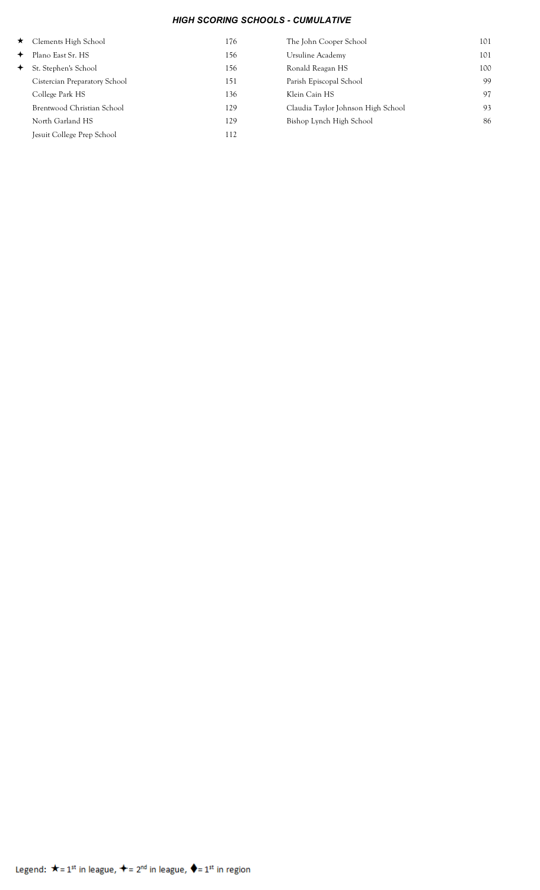### *HIGH SCORING SCHOOLS - CUMULATIVE*

| | | |
|---|---|---|
| ★ | Clements High School | 176 |
| ✦ | Plano East Sr. HS | 156 |
| ✦ | St. Stephen's School | 156 |
| | Cistercian Preparatory School | 151 |
| | College Park HS | 136 |
| | Brentwood Christian School | 129 |
| | North Garland HS | 129 |
| | Jesuit College Prep School | 112 |
| | The John Cooper School | 101 |
| | Ursuline Academy | 101 |
| | Ronald Reagan HS | 100 |
| | Parish Episcopal School | 99 |
| | Klein Cain HS | 97 |
| | Claudia Taylor Johnson High School | 93 |
| | Bishop Lynch High School | 86 |

Legend: ★ = 1st in league, ✦ = 2nd in league, ⧫ = 1st in region